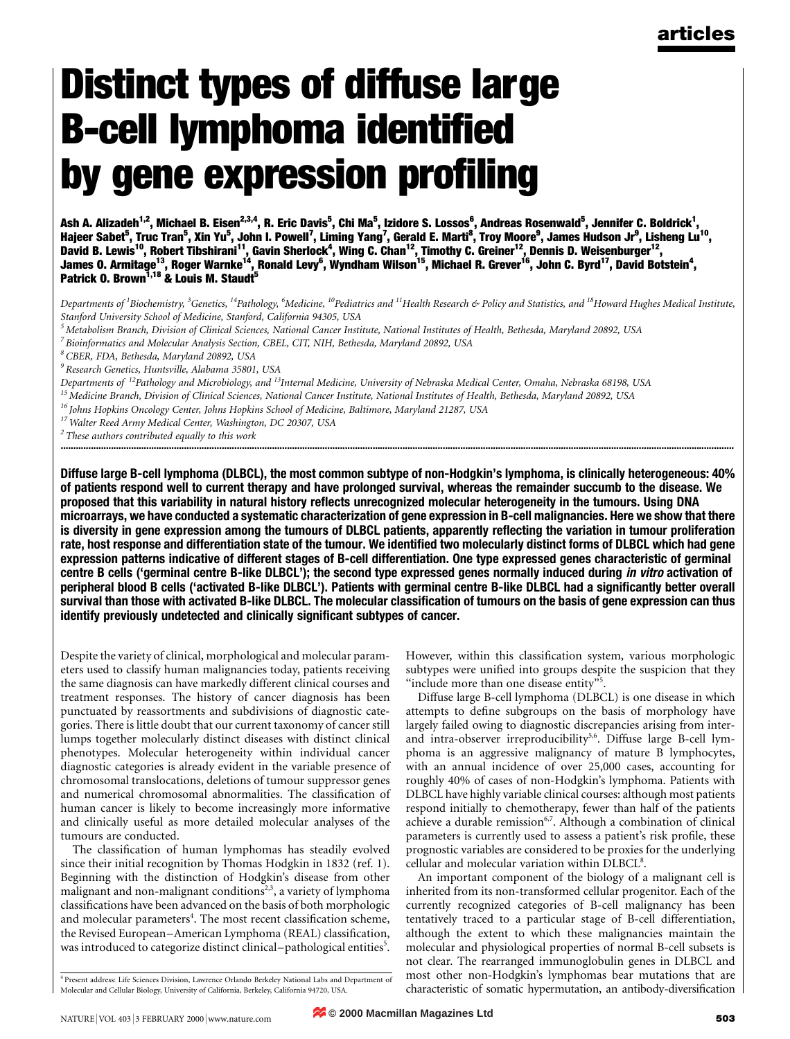# Distinct types of diffuse large B-cell lymphoma identified by gene expression profiling

**Ash A. Alizadeh[1,2], Michael B. Eisen[2,3,4], R. Eric Davis[5], Chi Ma[5], Izidore S. Lossos[6], Andreas Rosenwald[5], Jennifer C. Boldrick[1], Hajeer Sabet[5], Truc Tran[5], Xin Yu[5], John I. Powell[7], Liming Yang[7], Gerald E. Marti[8], Troy Moore[9], James Hudson Jr[9], Lisheng Lu[10], David B. Lewis[10], Robert Tibshirani[11], Gavin Sherlock[4], Wing C. Chan[12], Timothy C. Greiner[12], Dennis D. Weisenburger[12], James O. Armitage[13], Roger Warnke[14], Ronald Levy[6], Wyndham Wilson[15], Michael R. Grever[16], John C. Byrd[17], David Botstein[4], Patrick O. Brown[1,18] & Louis M. Staudt[5]**

*Departments of [1]Biochemistry, [3]Genetics, [14]Pathology, [6]Medicine, [10]Pediatrics and [11]Health Research & Policy and Statistics, and [18]Howard Hughes Medical Institute, Stanford University School of Medicine, Stanford, California 94305, USA*

*[5] Metabolism Branch, Division of Clinical Sciences, National Cancer Institute, National Institutes of Health, Bethesda, Maryland 20892, USA*

*[7] Bioinformatics and Molecular Analysis Section, CBEL, CIT, NIH, Bethesda, Maryland 20892, USA*

*[8] CBER, FDA, Bethesda, Maryland 20892, USA*

*[9] Research Genetics, Huntsville, Alabama 35801, USA*

*Departments of [12]Pathology and Microbiology, and [13]Internal Medicine, University of Nebraska Medical Center, Omaha, Nebraska 68198, USA*

*[15] Medicine Branch, Division of Clinical Sciences, National Cancer Institute, National Institutes of Health, Bethesda, Maryland 20892, USA*

*[16] Johns Hopkins Oncology Center, Johns Hopkins School of Medicine, Baltimore, Maryland 21287, USA*

*[17] Walter Reed Army Medical Center, Washington, DC 20307, USA*

*[2] These authors contributed equally to this work*

**Diffuse large B-cell lymphoma (DLBCL), the most common subtype of non-Hodgkin's lymphoma, is clinically heterogeneous: 40% of patients respond well to current therapy and have prolonged survival, whereas the remainder succumb to the disease. We proposed that this variability in natural history reflects unrecognized molecular heterogeneity in the tumours. Using DNA microarrays, we have conducted a systematic characterization of gene expression in B-cell malignancies. Here we show that there is diversity in gene expression among the tumours of DLBCL patients, apparently reflecting the variation in tumour proliferation rate, host response and differentiation state of the tumour. We identified two molecularly distinct forms of DLBCL which had gene expression patterns indicative of different stages of B-cell differentiation. One type expressed genes characteristic of germinal centre B cells ('germinal centre B-like DLBCL'); the second type expressed genes normally induced during *in vitro* activation of peripheral blood B cells ('activated B-like DLBCL'). Patients with germinal centre B-like DLBCL had a significantly better overall survival than those with activated B-like DLBCL. The molecular classification of tumours on the basis of gene expression can thus identify previously undetected and clinically significant subtypes of cancer.**

Despite the variety of clinical, morphological and molecular parameters used to classify human malignancies today, patients receiving the same diagnosis can have markedly different clinical courses and treatment responses. The history of cancer diagnosis has been punctuated by reassortments and subdivisions of diagnostic categories. There is little doubt that our current taxonomy of cancer still lumps together molecularly distinct diseases with distinct clinical phenotypes. Molecular heterogeneity within individual cancer diagnostic categories is already evident in the variable presence of chromosomal translocations, deletions of tumour suppressor genes and numerical chromosomal abnormalities. The classification of human cancer is likely to become increasingly more informative and clinically useful as more detailed molecular analyses of the tumours are conducted.

The classification of human lymphomas has steadily evolved since their initial recognition by Thomas Hodgkin in 1832 (ref. 1). Beginning with the distinction of Hodgkin's disease from other malignant and non-malignant conditions[2,3], a variety of lymphoma classifications have been advanced on the basis of both morphologic and molecular parameters[4]. The most recent classification scheme, the Revised European–American Lymphoma (REAL) classification, was introduced to categorize distinct clinical–pathological entities[5]. However, within this classification system, various morphologic subtypes were unified into groups despite the suspicion that they "include more than one disease entity"[5].

Diffuse large B-cell lymphoma (DLBCL) is one disease in which attempts to define subgroups on the basis of morphology have largely failed owing to diagnostic discrepancies arising from inter- and intra-observer irreproducibility[5,6]. Diffuse large B-cell lymphoma is an aggressive malignancy of mature B lymphocytes, with an annual incidence of over 25,000 cases, accounting for roughly 40% of cases of non-Hodgkin's lymphoma. Patients with DLBCL have highly variable clinical courses: although most patients respond initially to chemotherapy, fewer than half of the patients achieve a durable remission[6,7]. Although a combination of clinical parameters is currently used to assess a patient's risk profile, these prognostic variables are considered to be proxies for the underlying cellular and molecular variation within DLBCL[8].

An important component of the biology of a malignant cell is inherited from its non-transformed cellular progenitor. Each of the currently recognized categories of B-cell malignancy has been tentatively traced to a particular stage of B-cell differentiation, although the extent to which these malignancies maintain the molecular and physiological properties of normal B-cell subsets is not clear. The rearranged immunoglobulin genes in DLBCL and most other non-Hodgkin's lymphomas bear mutations that are characteristic of somatic hypermutation, an antibody-diversification

[4] Present address: Life Sciences Division, Lawrence Orlando Berkeley National Labs and Department of Molecular and Cellular Biology, University of California, Berkeley, California 94720, USA.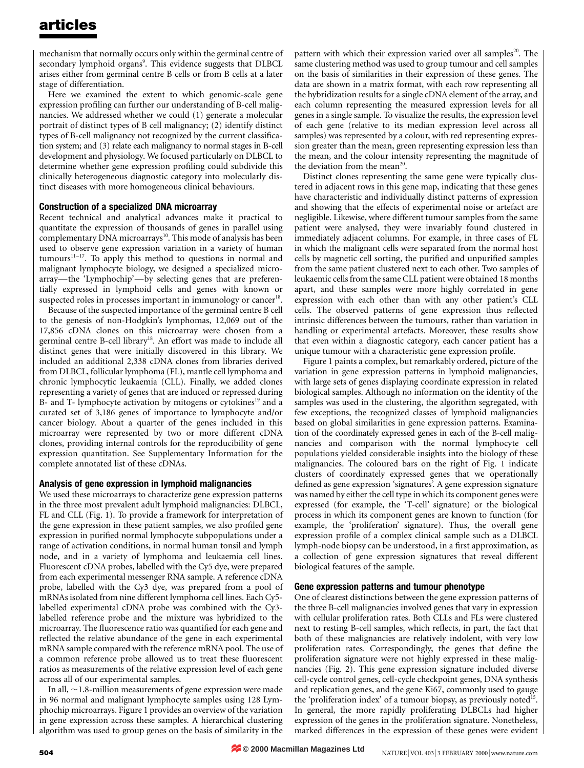mechanism that normally occurs only within the germinal centre of secondary lymphoid organs[9]. This evidence suggests that DLBCL arises either from germinal centre B cells or from B cells at a later stage of differentiation.

Here we examined the extent to which genomic-scale gene expression profiling can further our understanding of B-cell malignancies. We addressed whether we could (1) generate a molecular portrait of distinct types of B cell malignancy; (2) identify distinct types of B-cell malignancy not recognized by the current classification system; and (3) relate each malignancy to normal stages in B-cell development and physiology. We focused particularly on DLBCL to determine whether gene expression profiling could subdivide this clinically heterogeneous diagnostic category into molecularly distinct diseases with more homogeneous clinical behaviours.

### Construction of a specialized DNA microarray

Recent technical and analytical advances make it practical to quantitate the expression of thousands of genes in parallel using complementary DNA microarrays[10]. This mode of analysis has been used to observe gene expression variation in a variety of human tumours[11–17]. To apply this method to questions in normal and malignant lymphocyte biology, we designed a specialized microarray—the 'Lymphochip'—by selecting genes that are preferentially expressed in lymphoid cells and genes with known or suspected roles in processes important in immunology or cancer[18].

Because of the suspected importance of the germinal centre B cell to the genesis of non-Hodgkin's lymphomas, 12,069 out of the 17,856 cDNA clones on this microarray were chosen from a germinal centre B-cell library[18]. An effort was made to include all distinct genes that were initially discovered in this library. We included an additional 2,338 cDNA clones from libraries derived from DLBCL, follicular lymphoma (FL), mantle cell lymphoma and chronic lymphocytic leukaemia (CLL). Finally, we added clones representing a variety of genes that are induced or repressed during B- and T- lymphocyte activation by mitogens or cytokines[19] and a curated set of 3,186 genes of importance to lymphocyte and/or cancer biology. About a quarter of the genes included in this microarray were represented by two or more different cDNA clones, providing internal controls for the reproducibility of gene expression quantitation. See Supplementary Information for the complete annotated list of these cDNAs.

### Analysis of gene expression in lymphoid malignancies

We used these microarrays to characterize gene expression patterns in the three most prevalent adult lymphoid malignancies: DLBCL, FL and CLL (Fig. 1). To provide a framework for interpretation of the gene expression in these patient samples, we also profiled gene expression in purified normal lymphocyte subpopulations under a range of activation conditions, in normal human tonsil and lymph node, and in a variety of lymphoma and leukaemia cell lines. Fluorescent cDNA probes, labelled with the Cy5 dye, were prepared from each experimental messenger RNA sample. A reference cDNA probe, labelled with the Cy3 dye, was prepared from a pool of mRNAs isolated from nine different lymphoma cell lines. Each Cy5-labelled experimental cDNA probe was combined with the Cy3-labelled reference probe and the mixture was hybridized to the microarray. The fluorescence ratio was quantified for each gene and reflected the relative abundance of the gene in each experimental mRNA sample compared with the reference mRNA pool. The use of a common reference probe allowed us to treat these fluorescent ratios as measurements of the relative expression level of each gene across all of our experimental samples.

In all, ~1.8-million measurements of gene expression were made in 96 normal and malignant lymphocyte samples using 128 Lymphochip microarrays. Figure 1 provides an overview of the variation in gene expression across these samples. A hierarchical clustering algorithm was used to group genes on the basis of similarity in the pattern with which their expression varied over all samples[20]. The same clustering method was used to group tumour and cell samples on the basis of similarities in their expression of these genes. The data are shown in a matrix format, with each row representing all the hybridization results for a single cDNA element of the array, and each column representing the measured expression levels for all genes in a single sample. To visualize the results, the expression level of each gene (relative to its median expression level across all samples) was represented by a colour, with red representing expression greater than the mean, green representing expression less than the mean, and the colour intensity representing the magnitude of the deviation from the mean[20].

Distinct clones representing the same gene were typically clustered in adjacent rows in this gene map, indicating that these genes have characteristic and individually distinct patterns of expression and showing that the effects of experimental noise or artefact are negligible. Likewise, where different tumour samples from the same patient were analysed, they were invariably found clustered in immediately adjacent columns. For example, in three cases of FL in which the malignant cells were separated from the normal host cells by magnetic cell sorting, the purified and unpurified samples from the same patient clustered next to each other. Two samples of leukaemic cells from the same CLL patient were obtained 18 months apart, and these samples were more highly correlated in gene expression with each other than with any other patient's CLL cells. The observed patterns of gene expression thus reflected intrinsic differences between the tumours, rather than variation in handling or experimental artefacts. Moreover, these results show that even within a diagnostic category, each cancer patient has a unique tumour with a characteristic gene expression profile.

Figure 1 paints a complex, but remarkably ordered, picture of the variation in gene expression patterns in lymphoid malignancies, with large sets of genes displaying coordinate expression in related biological samples. Although no information on the identity of the samples was used in the clustering, the algorithm segregated, with few exceptions, the recognized classes of lymphoid malignancies based on global similarities in gene expression patterns. Examination of the coordinately expressed genes in each of the B-cell malignancies and comparison with the normal lymphocyte cell populations yielded considerable insights into the biology of these malignancies. The coloured bars on the right of Fig. 1 indicate clusters of coordinately expressed genes that we operationally defined as gene expression 'signatures'. A gene expression signature was named by either the cell type in which its component genes were expressed (for example, the 'T-cell' signature) or the biological process in which its component genes are known to function (for example, the 'proliferation' signature). Thus, the overall gene expression profile of a complex clinical sample such as a DLBCL lymph-node biopsy can be understood, in a first approximation, as a collection of gene expression signatures that reveal different biological features of the sample.

### Gene expression patterns and tumour phenotype

One of clearest distinctions between the gene expression patterns of the three B-cell malignancies involved genes that vary in expression with cellular proliferation rates. Both CLLs and FLs were clustered next to resting B-cell samples, which reflects, in part, the fact that both of these malignancies are relatively indolent, with very low proliferation rates. Correspondingly, the genes that define the proliferation signature were not highly expressed in these malignancies (Fig. 2). This gene expression signature included diverse cell-cycle control genes, cell-cycle checkpoint genes, DNA synthesis and replication genes, and the gene Ki67, commonly used to gauge the 'proliferation index' of a tumour biopsy, as previously noted[15]. In general, the more rapidly proliferating DLBCLs had higher expression of the genes in the proliferation signature. Nonetheless, marked differences in the expression of these genes were evident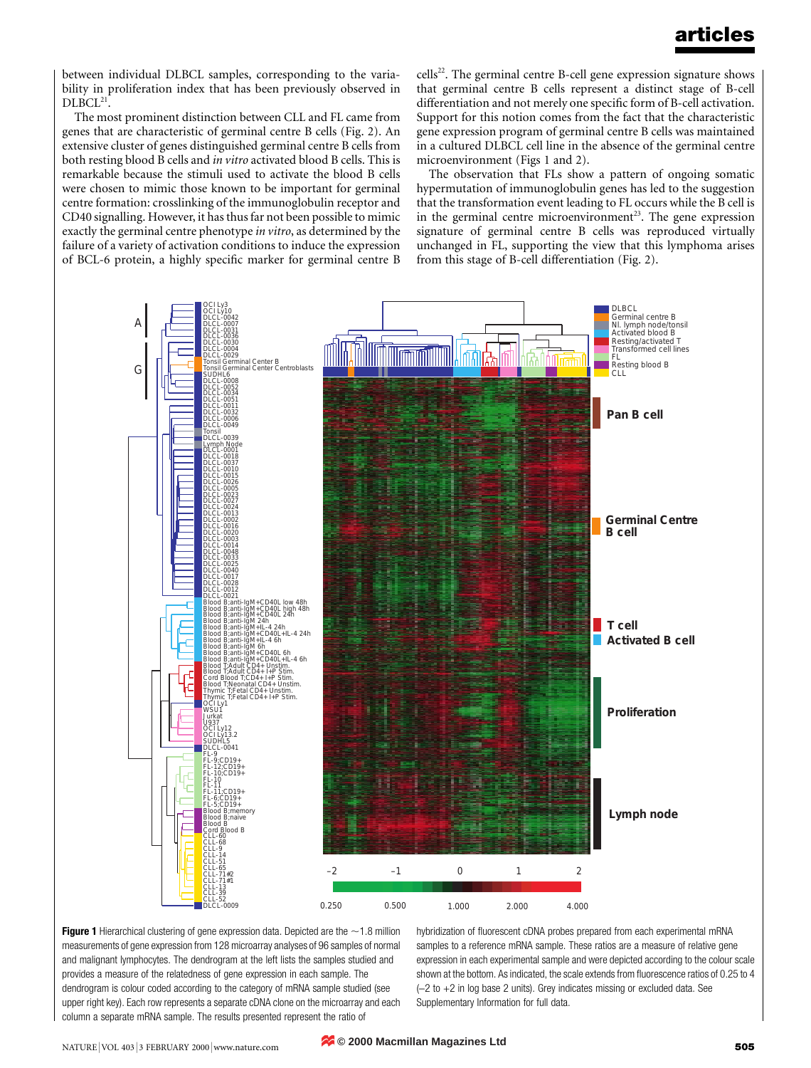between individual DLBCL samples, corresponding to the variability in proliferation index that has been previously observed in DLBCL[21].

The most prominent distinction between CLL and FL came from genes that are characteristic of germinal centre B cells (Fig. 2). An extensive cluster of genes distinguished germinal centre B cells from both resting blood B cells and *in vitro* activated blood B cells. This is remarkable because the stimuli used to activate the blood B cells were chosen to mimic those known to be important for germinal centre formation: crosslinking of the immunoglobulin receptor and CD40 signalling. However, it has thus far not been possible to mimic exactly the germinal centre phenotype *in vitro*, as determined by the failure of a variety of activation conditions to induce the expression of BCL-6 protein, a highly specific marker for germinal centre B cells[22]. The germinal centre B-cell gene expression signature shows that germinal centre B cells represent a distinct stage of B-cell differentiation and not merely one specific form of B-cell activation. Support for this notion comes from the fact that the characteristic gene expression program of germinal centre B cells was maintained in a cultured DLBCL cell line in the absence of the germinal centre microenvironment (Figs 1 and 2).

The observation that FLs show a pattern of ongoing somatic hypermutation of immunoglobulin genes has led to the suggestion that the transformation event leading to FL occurs while the B cell is in the germinal centre microenvironment[23]. The gene expression signature of germinal centre B cells was reproduced virtually unchanged in FL, supporting the view that this lymphoma arises from this stage of B-cell differentiation (Fig. 2).

**Figure 1** Hierarchical clustering of gene expression data. Depicted are the ~1.8 million measurements of gene expression from 128 microarray analyses of 96 samples of normal and malignant lymphocytes. The dendrogram at the left lists the samples studied and provides a measure of the relatedness of gene expression in each sample. The dendrogram is colour coded according to the category of mRNA sample studied (see upper right key). Each row represents a separate cDNA clone on the microarray and each column a separate mRNA sample. The results presented represent the ratio of hybridization of fluorescent cDNA probes prepared from each experimental mRNA samples to a reference mRNA sample. These ratios are a measure of relative gene expression in each experimental sample and were depicted according to the colour scale shown at the bottom. As indicated, the scale extends from fluorescence ratios of 0.25 to 4 (−2 to +2 in log base 2 units). Grey indicates missing or excluded data. See Supplementary Information for full data.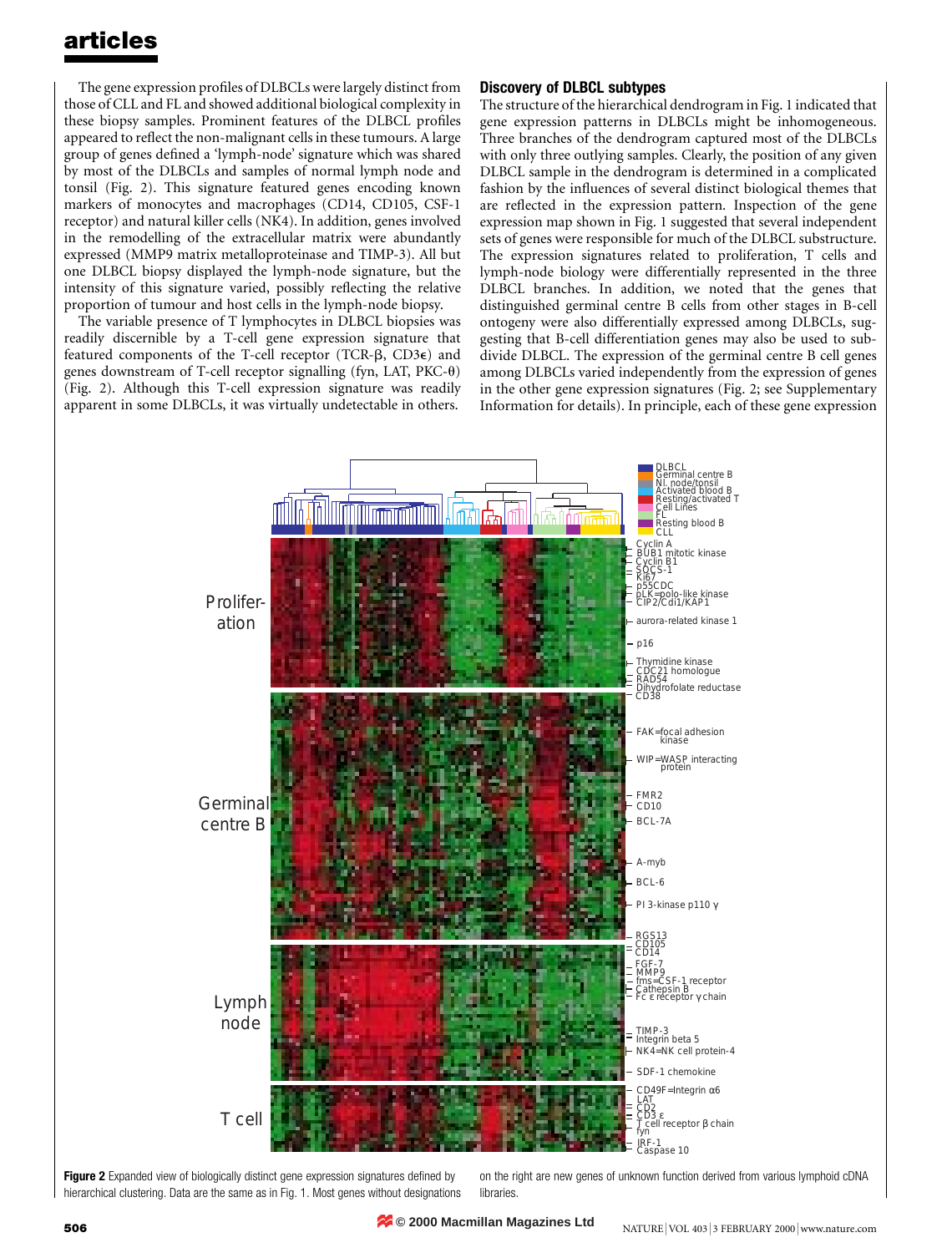The gene expression profiles of DLBCLs were largely distinct from those of CLL and FL and showed additional biological complexity in these biopsy samples. Prominent features of the DLBCL profiles appeared to reflect the non-malignant cells in these tumours. A large group of genes defined a 'lymph-node' signature which was shared by most of the DLBCLs and samples of normal lymph node and tonsil (Fig. 2). This signature featured genes encoding known markers of monocytes and macrophages (CD14, CD105, CSF-1 receptor) and natural killer cells (NK4). In addition, genes involved in the remodelling of the extracellular matrix were abundantly expressed (MMP9 matrix metalloproteinase and TIMP-3). All but one DLBCL biopsy displayed the lymph-node signature, but the intensity of this signature varied, possibly reflecting the relative proportion of tumour and host cells in the lymph-node biopsy.

The variable presence of T lymphocytes in DLBCL biopsies was readily discernible by a T-cell gene expression signature that featured components of the T-cell receptor (TCR-β, CD3ε) and genes downstream of T-cell receptor signalling (fyn, LAT, PKC-θ) (Fig. 2). Although this T-cell expression signature was readily apparent in some DLBCLs, it was virtually undetectable in others.

## Discovery of DLBCL subtypes

The structure of the hierarchical dendrogram in Fig. 1 indicated that gene expression patterns in DLBCLs might be inhomogeneous. Three branches of the dendrogram captured most of the DLBCLs with only three outlying samples. Clearly, the position of any given DLBCL sample in the dendrogram is determined in a complicated fashion by the influences of several distinct biological themes that are reflected in the expression pattern. Inspection of the gene expression map shown in Fig. 1 suggested that several independent sets of genes were responsible for much of the DLBCL substructure. The expression signatures related to proliferation, T cells and lymph-node biology were differentially represented in the three DLBCL branches. In addition, we noted that the genes that distinguished germinal centre B cells from other stages in B-cell ontogeny were also differentially expressed among DLBCLs, suggesting that B-cell differentiation genes may also be used to subdivide DLBCL. The expression of the germinal centre B cell genes among DLBCLs varied independently from the expression of genes in the other gene expression signatures (Fig. 2; see Supplementary Information for details). In principle, each of these gene expression

**Figure 2** Expanded view of biologically distinct gene expression signatures defined by hierarchical clustering. Data are the same as in Fig. 1. Most genes without designations on the right are new genes of unknown function derived from various lymphoid cDNA libraries.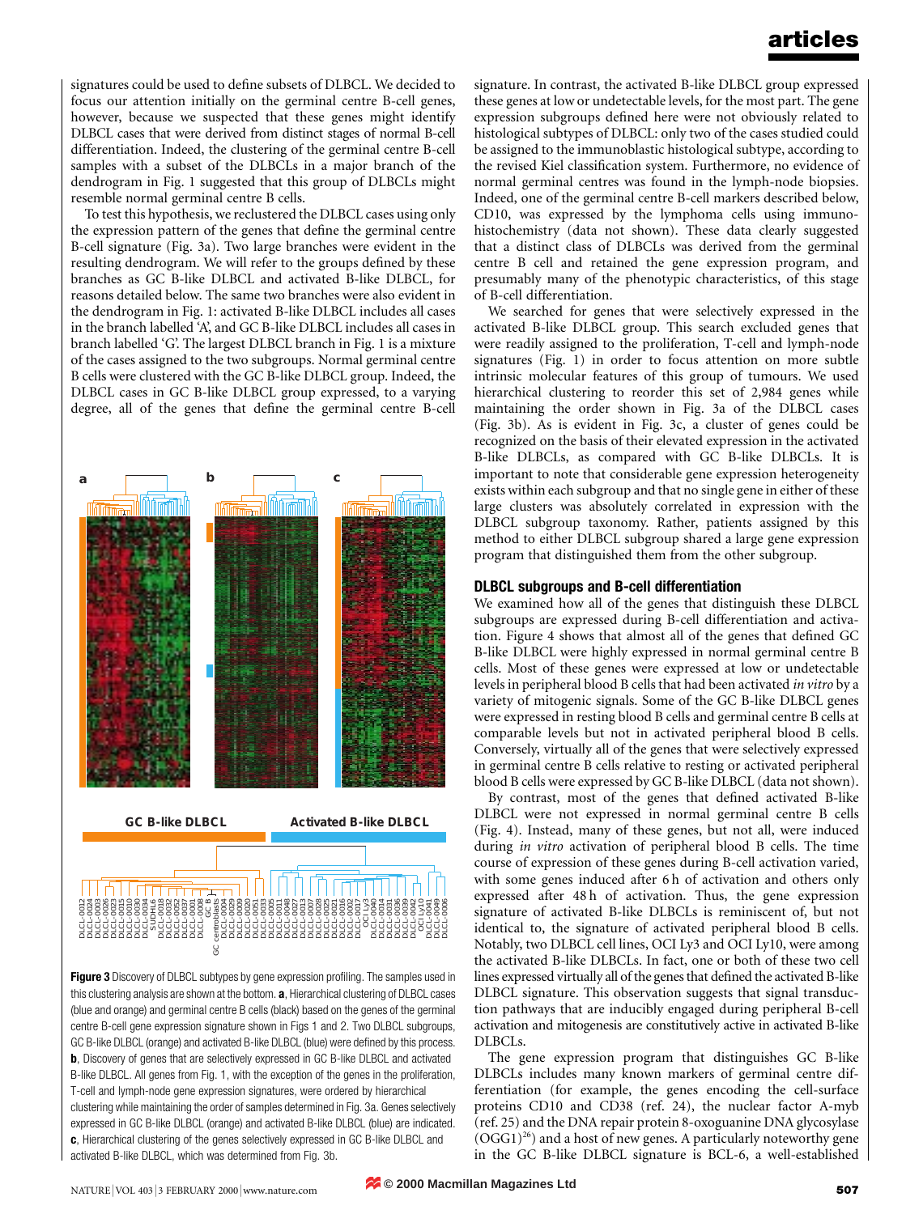signatures could be used to define subsets of DLBCL. We decided to focus our attention initially on the germinal centre B-cell genes, however, because we suspected that these genes might identify DLBCL cases that were derived from distinct stages of normal B-cell differentiation. Indeed, the clustering of the germinal centre B-cell samples with a subset of the DLBCLs in a major branch of the dendrogram in Fig. 1 suggested that this group of DLBCLs might resemble normal germinal centre B cells.

To test this hypothesis, we reclustered the DLBCL cases using only the expression pattern of the genes that define the germinal centre B-cell signature (Fig. 3a). Two large branches were evident in the resulting dendrogram. We will refer to the groups defined by these branches as GC B-like DLBCL and activated B-like DLBCL, for reasons detailed below. The same two branches were also evident in the dendrogram in Fig. 1: activated B-like DLBCL includes all cases in the branch labelled 'A', and GC B-like DLBCL includes all cases in branch labelled 'G'. The largest DLBCL branch in Fig. 1 is a mixture of the cases assigned to the two subgroups. Normal germinal centre B cells were clustered with the GC B-like DLBCL group. Indeed, the DLBCL cases in GC B-like DLBCL group expressed, to a varying degree, all of the genes that define the germinal centre B-cell signature. In contrast, the activated B-like DLBCL group expressed these genes at low or undetectable levels, for the most part. The gene expression subgroups defined here were not obviously related to histological subtypes of DLBCL: only two of the cases studied could be assigned to the immunoblastic histological subtype, according to the revised Kiel classification system. Furthermore, no evidence of normal germinal centres was found in the lymph-node biopsies. Indeed, one of the germinal centre B-cell markers described below, CD10, was expressed by the lymphoma cells using immunohistochemistry (data not shown). These data clearly suggested that a distinct class of DLBCLs was derived from the germinal centre B cell and retained the gene expression program, and presumably many of the phenotypic characteristics, of this stage of B-cell differentiation.

We searched for genes that were selectively expressed in the activated B-like DLBCL group. This search excluded genes that were readily assigned to the proliferation, T-cell and lymph-node signatures (Fig. 1) in order to focus attention on more subtle intrinsic molecular features of this group of tumours. We used hierarchical clustering to reorder this set of 2,984 genes while maintaining the order shown in Fig. 3a of the DLBCL cases (Fig. 3b). As is evident in Fig. 3c, a cluster of genes could be recognized on the basis of their elevated expression in the activated B-like DLBCLs, as compared with GC B-like DLBCLs. It is important to note that considerable gene expression heterogeneity exists within each subgroup and that no single gene in either of these large clusters was absolutely correlated in expression with the DLBCL subgroup taxonomy. Rather, patients assigned by this method to either DLBCL subgroup shared a large gene expression program that distinguished them from the other subgroup.

**Figure 3** Discovery of DLBCL subtypes by gene expression profiling. The samples used in this clustering analysis are shown at the bottom. **a**, Hierarchical clustering of DLBCL cases (blue and orange) and germinal centre B cells (black) based on the genes of the germinal centre B-cell gene expression signature shown in Figs 1 and 2. Two DLBCL subgroups, GC B-like DLBCL (orange) and activated B-like DLBCL (blue) were defined by this process. **b**, Discovery of genes that are selectively expressed in GC B-like DLBCL and activated B-like DLBCL. All genes from Fig. 1, with the exception of the genes in the proliferation, T-cell and lymph-node gene expression signatures, were ordered by hierarchical clustering while maintaining the order of samples determined in Fig. 3a. Genes selectively expressed in GC B-like DLBCL (orange) and activated B-like DLBCL (blue) are indicated. **c**, Hierarchical clustering of the genes selectively expressed in GC B-like DLBCL and activated B-like DLBCL, which was determined from Fig. 3b.

## DLBCL subgroups and B-cell differentiation

We examined how all of the genes that distinguish these DLBCL subgroups are expressed during B-cell differentiation and activation. Figure 4 shows that almost all of the genes that defined GC B-like DLBCL were highly expressed in normal germinal centre B cells. Most of these genes were expressed at low or undetectable levels in peripheral blood B cells that had been activated *in vitro* by a variety of mitogenic signals. Some of the GC B-like DLBCL genes were expressed in resting blood B cells and germinal centre B cells at comparable levels but not in activated peripheral blood B cells. Conversely, virtually all of the genes that were selectively expressed in germinal centre B cells relative to resting or activated peripheral blood B cells were expressed by GC B-like DLBCL (data not shown).

By contrast, most of the genes that defined activated B-like DLBCL were not expressed in normal germinal centre B cells (Fig. 4). Instead, many of these genes, but not all, were induced during *in vitro* activation of peripheral blood B cells. The time course of expression of these genes during B-cell activation varied, with some genes induced after 6 h of activation and others only expressed after 48 h of activation. Thus, the gene expression signature of activated B-like DLBCLs is reminiscent of, but not identical to, the signature of activated peripheral blood B cells. Notably, two DLBCL cell lines, OCI Ly3 and OCI Ly10, were among the activated B-like DLBCLs. In fact, one or both of these two cell lines expressed virtually all of the genes that defined the activated B-like DLBCL signature. This observation suggests that signal transduction pathways that are inducibly engaged during peripheral B-cell activation and mitogenesis are constitutively active in activated B-like DLBCLs.

The gene expression program that distinguishes GC B-like DLBCLs includes many known markers of germinal centre differentiation (for example, the genes encoding the cell-surface proteins CD10 and CD38 (ref. 24), the nuclear factor A-myb (ref. 25) and the DNA repair protein 8-oxoguanine DNA glycosylase (OGG1)[26]) and a host of new genes. A particularly noteworthy gene in the GC B-like DLBCL signature is BCL-6, a well-established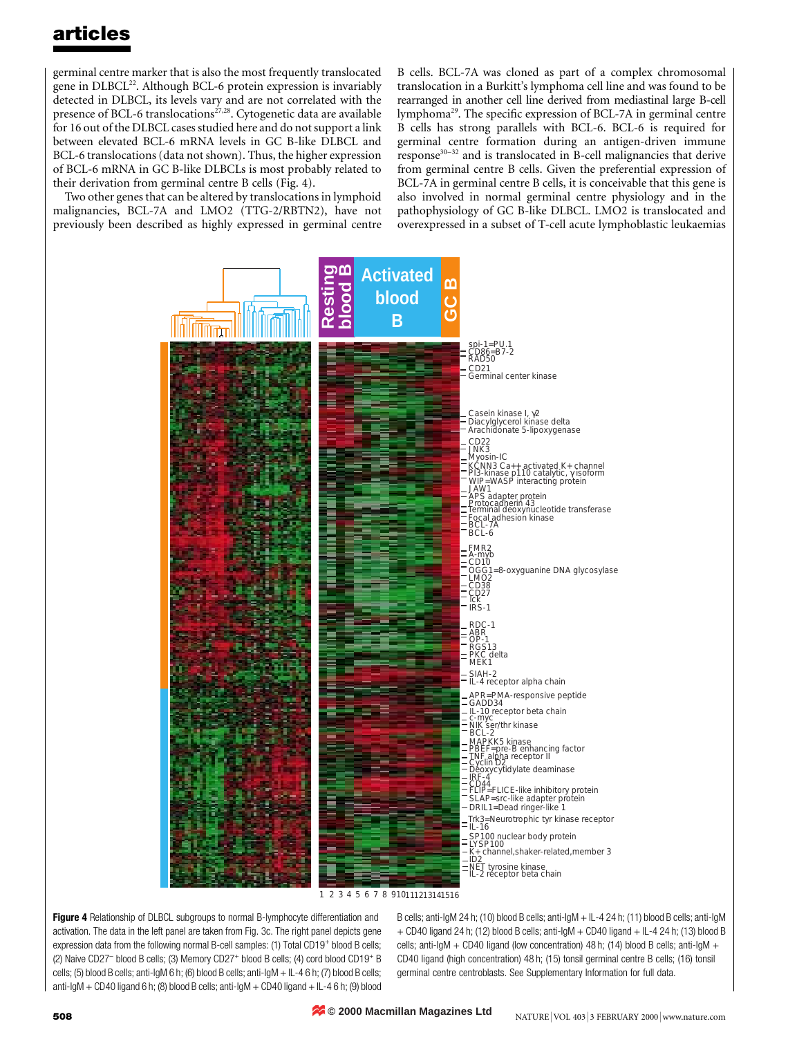germinal centre marker that is also the most frequently translocated gene in DLBCL[22]. Although BCL-6 protein expression is invariably detected in DLBCL, its levels vary and are not correlated with the presence of BCL-6 translocations[27,28]. Cytogenetic data are available for 16 out of the DLBCL cases studied here and do not support a link between elevated BCL-6 mRNA levels in GC B-like DLBCL and BCL-6 translocations (data not shown). Thus, the higher expression of BCL-6 mRNA in GC B-like DLBCLs is most probably related to their derivation from germinal centre B cells (Fig. 4).

Two other genes that can be altered by translocations in lymphoid malignancies, BCL-7A and LMO2 (TTG-2/RBTN2), have not previously been described as highly expressed in germinal centre B cells. BCL-7A was cloned as part of a complex chromosomal translocation in a Burkitt's lymphoma cell line and was found to be rearranged in another cell line derived from mediastinal large B-cell lymphoma[29]. The specific expression of BCL-7A in germinal centre B cells has strong parallels with BCL-6. BCL-6 is required for germinal centre formation during an antigen-driven immune response[30–32] and is translocated in B-cell malignancies that derive from germinal centre B cells. Given the preferential expression of BCL-7A in germinal centre B cells, it is conceivable that this gene is also involved in normal germinal centre physiology and in the pathophysiology of GC B-like DLBCL. LMO2 is translocated and overexpressed in a subset of T-cell acute lymphoblastic leukaemias

**Figure 4** Relationship of DLBCL subgroups to normal B-lymphocyte differentiation and activation. The data in the left panel are taken from Fig. 3c. The right panel depicts gene expression data from the following normal B-cell samples: (1) Total CD19+ blood B cells; (2) Naive CD27− blood B cells; (3) Memory CD27+ blood B cells; (4) cord blood CD19+ B cells; (5) blood B cells; anti-IgM 6 h; (6) blood B cells; anti-IgM + IL-4 6 h; (7) blood B cells; anti-IgM + CD40 ligand 6 h; (8) blood B cells; anti-IgM + CD40 ligand + IL-4 6 h; (9) blood B cells; anti-IgM 24 h; (10) blood B cells; anti-IgM + IL-4 24 h; (11) blood B cells; anti-IgM + CD40 ligand 24 h; (12) blood B cells; anti-IgM + CD40 ligand + IL-4 24 h; (13) blood B cells; anti-IgM + CD40 ligand (low concentration) 48 h; (14) blood B cells; anti-IgM + CD40 ligand (high concentration) 48 h; (15) tonsil germinal centre B cells; (16) tonsil germinal centre centroblasts. See Supplementary Information for full data.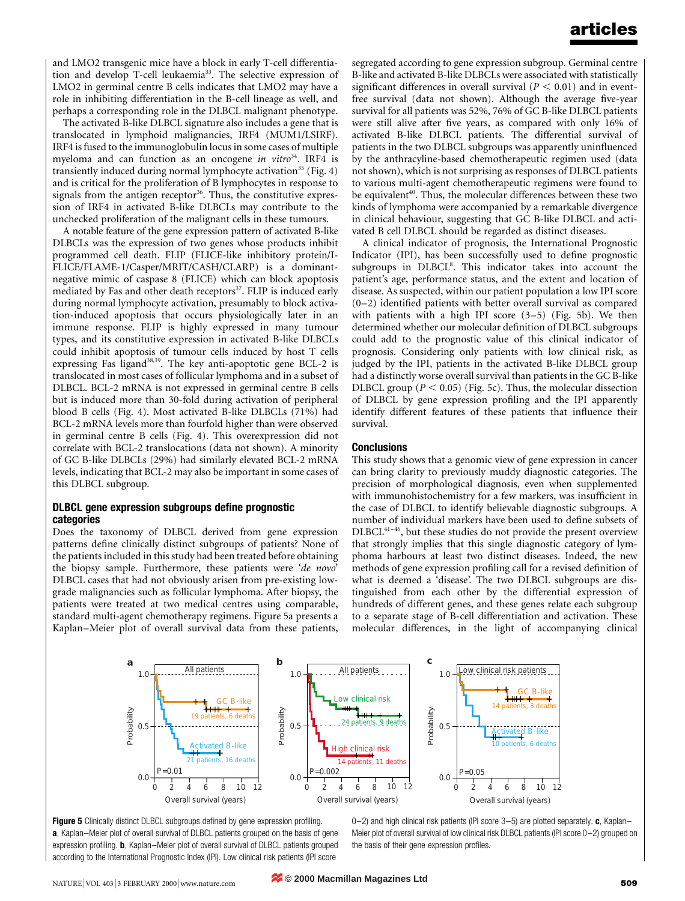and LMO2 transgenic mice have a block in early T-cell differentiation and develop T-cell leukaemia[33]. The selective expression of LMO2 in germinal centre B cells indicates that LMO2 may have a role in inhibiting differentiation in the B-cell lineage as well, and perhaps a corresponding role in the DLBCL malignant phenotype.

The activated B-like DLBCL signature also includes a gene that is translocated in lymphoid malignancies, IRF4 (MUM1/LSIRF). IRF4 is fused to the immunoglobulin locus in some cases of multiple myeloma and can function as an oncogene *in vitro*[34]. IRF4 is transiently induced during normal lymphocyte activation[35] (Fig. 4) and is critical for the proliferation of B lymphocytes in response to signals from the antigen receptor[36]. Thus, the constitutive expression of IRF4 in activated B-like DLBCLs may contribute to the unchecked proliferation of the malignant cells in these tumours.

A notable feature of the gene expression pattern of activated B-like DLBCLs was the expression of two genes whose products inhibit programmed cell death. FLIP (FLICE-like inhibitory protein/I-FLICE/FLAME-1/Casper/MRIT/CASH/CLARP) is a dominant-negative mimic of caspase 8 (FLICE) which can block apoptosis mediated by Fas and other death receptors[37]. FLIP is induced early during normal lymphocyte activation, presumably to block activation-induced apoptosis that occurs physiologically later in an immune response. FLIP is highly expressed in many tumour types, and its constitutive expression in activated B-like DLBCLs could inhibit apoptosis of tumour cells induced by host T cells expressing Fas ligand[38,39]. The key anti-apoptotic gene BCL-2 is translocated in most cases of follicular lymphoma and in a subset of DLBCL. BCL-2 mRNA is not expressed in germinal centre B cells but is induced more than 30-fold during activation of peripheral blood B cells (Fig. 4). Most activated B-like DLBCLs (71%) had BCL-2 mRNA levels more than fourfold higher than were observed in germinal centre B cells (Fig. 4). This overexpression did not correlate with BCL-2 translocations (data not shown). A minority of GC B-like DLBCLs (29%) had similarly elevated BCL-2 mRNA levels, indicating that BCL-2 may also be important in some cases of this DLBCL subgroup.

### DLBCL gene expression subgroups define prognostic categories

Does the taxonomy of DLBCL derived from gene expression patterns define clinically distinct subgroups of patients? None of the patients included in this study had been treated before obtaining the biopsy sample. Furthermore, these patients were '*de novo*' DLBCL cases that had not obviously arisen from pre-existing low-grade malignancies such as follicular lymphoma. After biopsy, the patients were treated at two medical centres using comparable, standard multi-agent chemotherapy regimens. Figure 5a presents a Kaplan–Meier plot of overall survival data from these patients, segregated according to gene expression subgroup. Germinal centre B-like and activated B-like DLBCLs were associated with statistically significant differences in overall survival ($P < 0.01$) and in event-free survival (data not shown). Although the average five-year survival for all patients was 52%, 76% of GC B-like DLBCL patients were still alive after five years, as compared with only 16% of activated B-like DLBCL patients. The differential survival of patients in the two DLBCL subgroups was apparently uninfluenced by the anthracyline-based chemotherapeutic regimen used (data not shown), which is not surprising as responses of DLBCL patients to various multi-agent chemotherapeutic regimens were found to be equivalent[40]. Thus, the molecular differences between these two kinds of lymphoma were accompanied by a remarkable divergence in clinical behaviour, suggesting that GC B-like DLBCL and activated B cell DLBCL should be regarded as distinct diseases.

A clinical indicator of prognosis, the International Prognostic Indicator (IPI), has been successfully used to define prognostic subgroups in DLBCL[8]. This indicator takes into account the patient's age, performance status, and the extent and location of disease. As suspected, within our patient population a low IPI score (0–2) identified patients with better overall survival as compared with patients with a high IPI score (3–5) (Fig. 5b). We then determined whether our molecular definition of DLBCL subgroups could add to the prognostic value of this clinical indicator of prognosis. Considering only patients with low clinical risk, as judged by the IPI, patients in the activated B-like DLBCL group had a distinctly worse overall survival than patients in the GC B-like DLBCL group ($P < 0.05$) (Fig. 5c). Thus, the molecular dissection of DLBCL by gene expression profiling and the IPI apparently identify different features of these patients that influence their survival.

### Conclusions

This study shows that a genomic view of gene expression in cancer can bring clarity to previously muddy diagnostic categories. The precision of morphological diagnosis, even when supplemented with immunohistochemistry for a few markers, was insufficient in the case of DLBCL to identify believable diagnostic subgroups. A number of individual markers have been used to define subsets of DLBCL[41–46], but these studies do not provide the present overview that strongly implies that this single diagnostic category of lymphoma harbours at least two distinct diseases. Indeed, the new methods of gene expression profiling call for a revised definition of what is deemed a 'disease'. The two DLBCL subgroups are distinguished from each other by the differential expression of hundreds of different genes, and these genes relate each subgroup to a separate stage of B-cell differentiation and activation. These molecular differences, in the light of accompanying clinical

**Figure 5** Clinically distinct DLBCL subgroups defined by gene expression profiling. **a**, Kaplan–Meier plot of overall survival of DLBCL patients grouped on the basis of gene expression profiling. **b**, Kaplan–Meier plot of overall survival of DLBCL patients grouped according to the International Prognostic Index (IPI). Low clinical risk patients (IPI score 0–2) and high clinical risk patients (IPI score 3–5) are plotted separately. **c**, Kaplan–Meier plot of overall survival of low clinical risk DLBCL patients (IPI score 0–2) grouped on the basis of their gene expression profiles.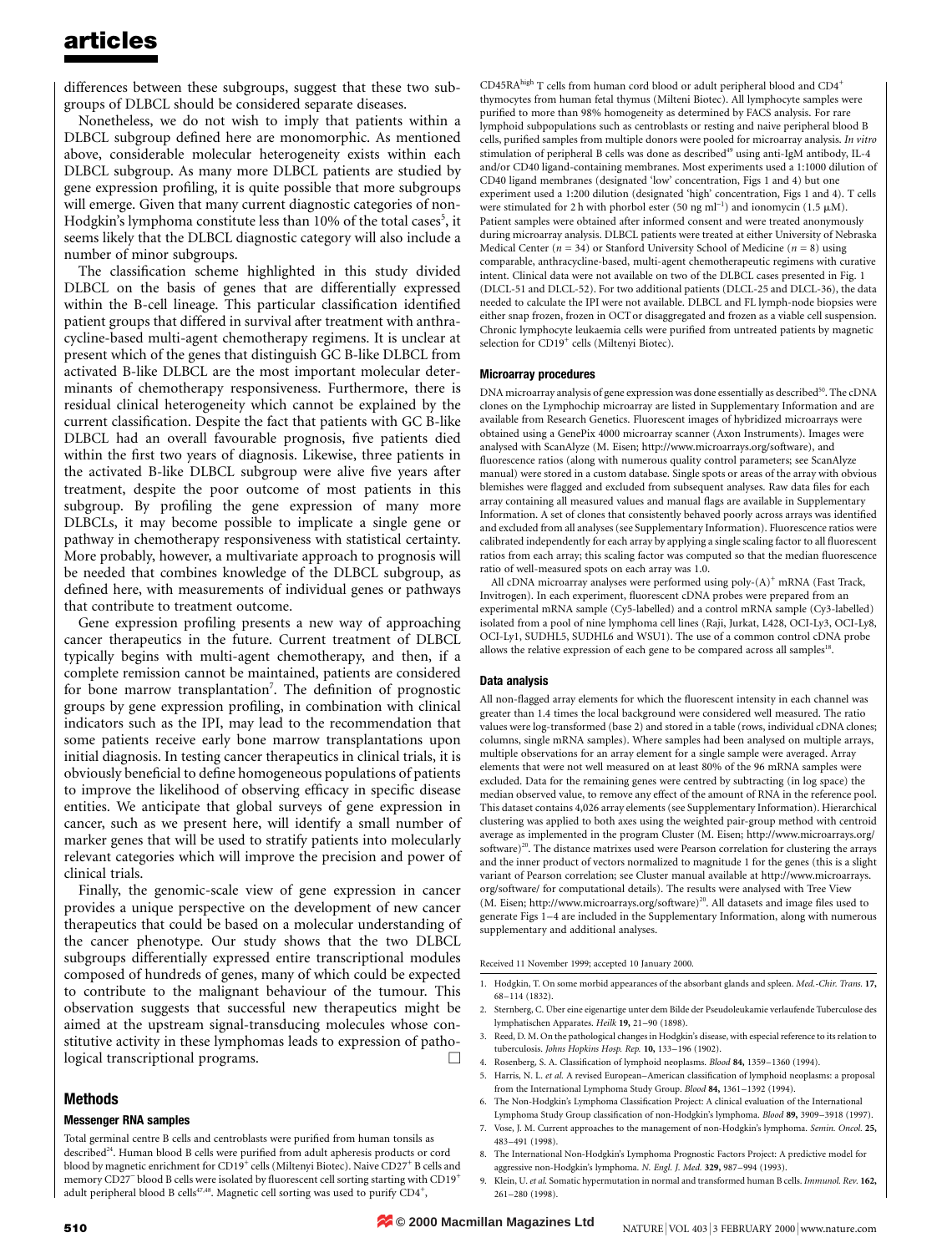differences between these subgroups, suggest that these two subgroups of DLBCL should be considered separate diseases.

Nonetheless, we do not wish to imply that patients within a DLBCL subgroup defined here are monomorphic. As mentioned above, considerable molecular heterogeneity exists within each DLBCL subgroup. As many more DLBCL patients are studied by gene expression profiling, it is quite possible that more subgroups will emerge. Given that many current diagnostic categories of non-Hodgkin's lymphoma constitute less than 10% of the total cases[5], it seems likely that the DLBCL diagnostic category will also include a number of minor subgroups.

The classification scheme highlighted in this study divided DLBCL on the basis of genes that are differentially expressed within the B-cell lineage. This particular classification identified patient groups that differed in survival after treatment with anthracycline-based multi-agent chemotherapy regimens. It is unclear at present which of the genes that distinguish GC B-like DLBCL from activated B-like DLBCL are the most important molecular determinants of chemotherapy responsiveness. Furthermore, there is residual clinical heterogeneity which cannot be explained by the current classification. Despite the fact that patients with GC B-like DLBCL had an overall favourable prognosis, five patients died within the first two years of diagnosis. Likewise, three patients in the activated B-like DLBCL subgroup were alive five years after treatment, despite the poor outcome of most patients in this subgroup. By profiling the gene expression of many more DLBCLs, it may become possible to implicate a single gene or pathway in chemotherapy responsiveness with statistical certainty. More probably, however, a multivariate approach to prognosis will be needed that combines knowledge of the DLBCL subgroup, as defined here, with measurements of individual genes or pathways that contribute to treatment outcome.

Gene expression profiling presents a new way of approaching cancer therapeutics in the future. Current treatment of DLBCL typically begins with multi-agent chemotherapy, and then, if a complete remission cannot be maintained, patients are considered for bone marrow transplantation[7]. The definition of prognostic groups by gene expression profiling, in combination with clinical indicators such as the IPI, may lead to the recommendation that some patients receive early bone marrow transplantations upon initial diagnosis. In testing cancer therapeutics in clinical trials, it is obviously beneficial to define homogeneous populations of patients to improve the likelihood of observing efficacy in specific disease entities. We anticipate that global surveys of gene expression in cancer, such as we present here, will identify a small number of marker genes that will be used to stratify patients into molecularly relevant categories which will improve the precision and power of clinical trials.

Finally, the genomic-scale view of gene expression in cancer provides a unique perspective on the development of new cancer therapeutics that could be based on a molecular understanding of the cancer phenotype. Our study shows that the two DLBCL subgroups differentially expressed entire transcriptional modules composed of hundreds of genes, many of which could be expected to contribute to the malignant behaviour of the tumour. This observation suggests that successful new therapeutics might be aimed at the upstream signal-transducing molecules whose constitutive activity in these lymphomas leads to expression of pathological transcriptional programs. □

## Methods

### Messenger RNA samples

Total germinal centre B cells and centroblasts were purified from human tonsils as described[24]. Human blood B cells were purified from adult apheresis products or cord blood by magnetic enrichment for $CD19^+$ cells (Miltenyi Biotec). Naive $CD27^+$ B cells and memory $CD27^-$ blood B cells were isolated by fluorescent cell sorting starting with $CD19^+$ adult peripheral blood B cells[47,48]. Magnetic cell sorting was used to purify $CD4^+$, $CD45RA^{high}$ T cells from human cord blood or adult peripheral blood and $CD4^+$ thymocytes from human fetal thymus (Milteni Biotec). All lymphocyte samples were purified to more than 98% homogeneity as determined by FACS analysis. For rare lymphoid subpopulations such as centroblasts or resting and naive peripheral blood B cells, purified samples from multiple donors were pooled for microarray analysis. *In vitro* stimulation of peripheral B cells was done as described[49] using anti-IgM antibody, IL-4 and/or CD40 ligand-containing membranes. Most experiments used a 1:1000 dilution of CD40 ligand membranes (designated 'low' concentration, Figs 1 and 4) but one experiment used a 1:200 dilution (designated 'high' concentration, Figs 1 and 4). T cells were stimulated for 2 h with phorbol ester (50 ng ml$^{-1}$) and ionomycin (1.5 μM). Patient samples were obtained after informed consent and were treated anonymously during microarray analysis. DLBCL patients were treated at either University of Nebraska Medical Center ($n = 34$) or Stanford University School of Medicine ($n = 8$) using comparable, anthracycline-based, multi-agent chemotherapeutic regimens with curative intent. Clinical data were not available on two of the DLBCL cases presented in Fig. 1 (DLCL-51 and DLCL-52). For two additional patients (DLCL-25 and DLCL-36), the data needed to calculate the IPI were not available. DLBCL and FL lymph-node biopsies were either snap frozen, frozen in OCT or disaggregated and frozen as a viable cell suspension. Chronic lymphocyte leukaemia cells were purified from untreated patients by magnetic selection for $CD19^+$ cells (Miltenyi Biotec).

### Microarray procedures

DNA microarray analysis of gene expression was done essentially as described[50]. The cDNA clones on the Lymphochip microarray are listed in Supplementary Information and are available from Research Genetics. Fluorescent images of hybridized microarrays were obtained using a GenePix 4000 microarray scanner (Axon Instruments). Images were analysed with ScanAlyze (M. Eisen; http://www.microarrays.org/software), and fluorescence ratios (along with numerous quality control parameters; see ScanAlyze manual) were stored in a custom database. Single spots or areas of the array with obvious blemishes were flagged and excluded from subsequent analyses. Raw data files for each array containing all measured values and manual flags are available in Supplementary Information. A set of clones that consistently behaved poorly across arrays was identified and excluded from all analyses (see Supplementary Information). Fluorescence ratios were calibrated independently for each array by applying a single scaling factor to all fluorescent ratios from each array; this scaling factor was computed so that the median fluorescence ratio of well-measured spots on each array was 1.0.

All cDNA microarray analyses were performed using poly-$(A)^+$ mRNA (Fast Track, Invitrogen). In each experiment, fluorescent cDNA probes were prepared from an experimental mRNA sample (Cy5-labelled) and a control mRNA sample (Cy3-labelled) isolated from a pool of nine lymphoma cell lines (Raji, Jurkat, L428, OCI-Ly3, OCI-Ly8, OCI-Ly1, SUDHL5, SUDHL6 and WSU1). The use of a common control cDNA probe allows the relative expression of each gene to be compared across all samples[18].

### Data analysis

All non-flagged array elements for which the fluorescent intensity in each channel was greater than 1.4 times the local background were considered well measured. The ratio values were log-transformed (base 2) and stored in a table (rows, individual cDNA clones; columns, single mRNA samples). Where samples had been analysed on multiple arrays, multiple observations for an array element for a single sample were averaged. Array elements that were not well measured on at least 80% of the 96 mRNA samples were excluded. Data for the remaining genes were centred by subtracting (in log space) the median observed value, to remove any effect of the amount of RNA in the reference pool. This dataset contains 4,026 array elements (see Supplementary Information). Hierarchical clustering was applied to both axes using the weighted pair-group method with centroid average as implemented in the program Cluster (M. Eisen; http://www.microarrays.org/software)[20]. The distance matrixes used were Pearson correlation for clustering the arrays and the inner product of vectors normalized to magnitude 1 for the genes (this is a slight variant of Pearson correlation; see Cluster manual available at http://www.microarrays.org/software/ for computational details). The results were analysed with Tree View (M. Eisen; http://www.microarrays.org/software)[20]. All datasets and image files used to generate Figs 1–4 are included in the Supplementary Information, along with numerous supplementary and additional analyses.

Received 11 November 1999; accepted 10 January 2000.

1. Hodgkin, T. On some morbid appearances of the absorbant glands and spleen. *Med.-Chir. Trans.* **17,** 68–114 (1832).
2. Sternberg, C. Über eine eigenartige unter dem Bilde der Pseudoleukamie verlaufende Tuberculose des lymphatischen Apparates. *Heilk* **19,** 21–90 (1898).
3. Reed, D. M. On the pathological changes in Hodgkin's disease, with especial reference to its relation to tuberculosis. *Johns Hopkins Hosp. Rep.* **10,** 133–196 (1902).
4. Rosenberg, S. A. Classification of lymphoid neoplasms. *Blood* **84,** 1359–1360 (1994).
5. Harris, N. L. *et al.* A revised European–American classification of lymphoid neoplasms: a proposal from the International Lymphoma Study Group. *Blood* **84,** 1361–1392 (1994).
6. The Non-Hodgkin's Lymphoma Classification Project: A clinical evaluation of the International Lymphoma Study Group classification of non-Hodgkin's lymphoma. *Blood* **89,** 3909–3918 (1997).
7. Vose, J. M. Current approaches to the management of non-Hodgkin's lymphoma. *Semin. Oncol.* **25,** 483–491 (1998).
8. The International Non-Hodgkin's Lymphoma Prognostic Factors Project: A predictive model for aggressive non-Hodgkin's lymphoma. *N. Engl. J. Med.* **329,** 987–994 (1993).
9. Klein, U. *et al.* Somatic hypermutation in normal and transformed human B cells. *Immunol. Rev.* **162,** 261–280 (1998).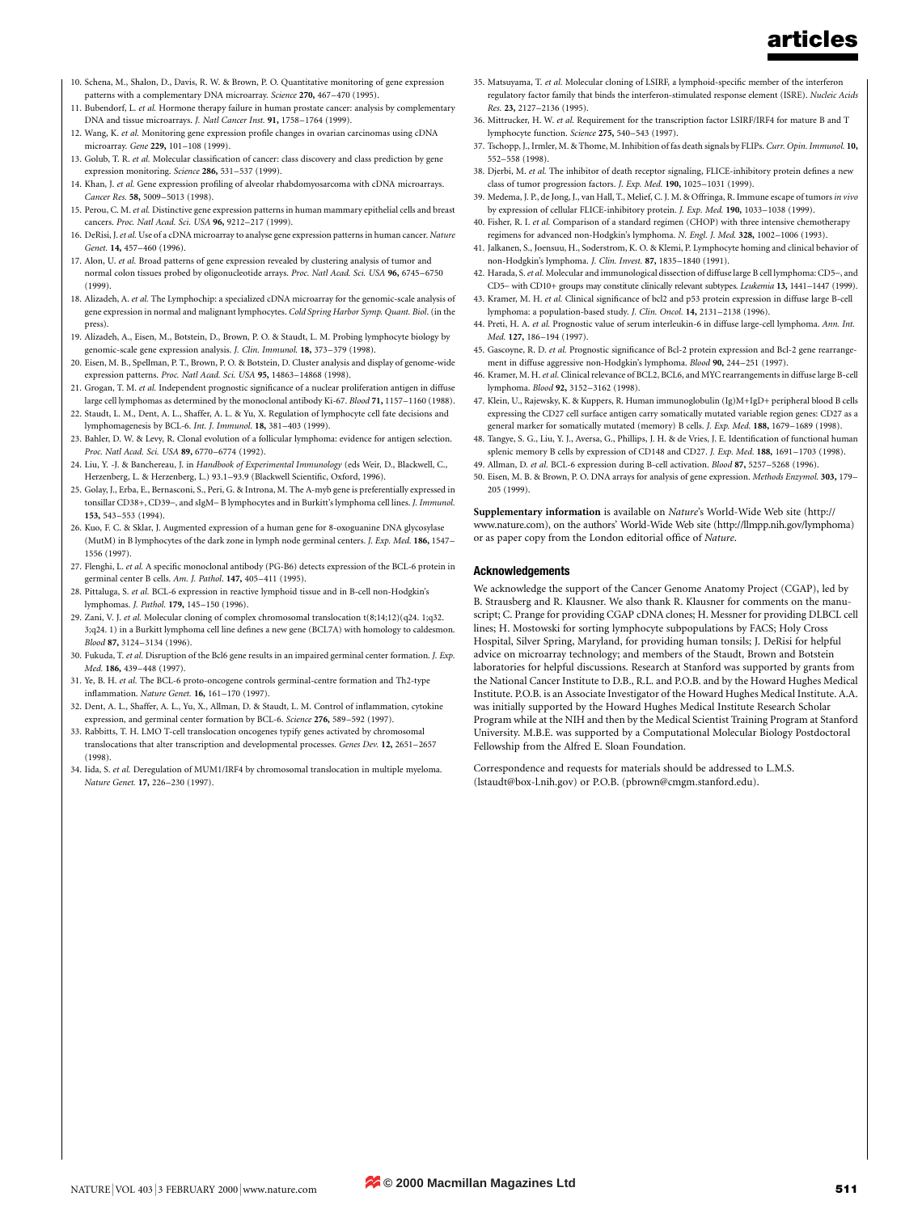10. Schena, M., Shalon, D., Davis, R. W. & Brown, P. O. Quantitative monitoring of gene expression patterns with a complementary DNA microarray. *Science* **270,** 467–470 (1995).
11. Bubendorf, L. *et al.* Hormone therapy failure in human prostate cancer: analysis by complementary DNA and tissue microarrays. *J. Natl Cancer Inst.* **91,** 1758–1764 (1999).
12. Wang, K. *et al.* Monitoring gene expression profile changes in ovarian carcinomas using cDNA microarray. *Gene* **229,** 101–108 (1999).
13. Golub, T. R. *et al.* Molecular classification of cancer: class discovery and class prediction by gene expression monitoring. *Science* **286,** 531–537 (1999).
14. Khan, J. *et al.* Gene expression profiling of alveolar rhabdomyosarcoma with cDNA microarrays. *Cancer Res.* **58,** 5009–5013 (1998).
15. Perou, C. M. *et al.* Distinctive gene expression patterns in human mammary epithelial cells and breast cancers. *Proc. Natl Acad. Sci. USA* **96,** 9212–217 (1999).
16. DeRisi, J. *et al.* Use of a cDNA microarray to analyse gene expression patterns in human cancer. *Nature Genet.* **14,** 457–460 (1996).
17. Alon, U. *et al.* Broad patterns of gene expression revealed by clustering analysis of tumor and normal colon tissues probed by oligonucleotide arrays. *Proc. Natl Acad. Sci. USA* **96,** 6745–6750 (1999).
18. Alizadeh, A. *et al.* The Lymphochip: a specialized cDNA microarray for the genomic-scale analysis of gene expression in normal and malignant lymphocytes. *Cold Spring Harbor Symp. Quant. Biol.* (in the press).
19. Alizadeh, A., Eisen, M., Botstein, D., Brown, P. O. & Staudt, L. M. Probing lymphocyte biology by genomic-scale gene expression analysis. *J. Clin. Immunol.* **18,** 373–379 (1998).
20. Eisen, M. B., Spellman, P. T., Brown, P. O. & Botstein, D. Cluster analysis and display of genome-wide expression patterns. *Proc. Natl Acad. Sci. USA* **95,** 14863–14868 (1998).
21. Grogan, T. M. *et al.* Independent prognostic significance of a nuclear proliferation antigen in diffuse large cell lymphomas as determined by the monoclonal antibody Ki-67. *Blood* **71,** 1157–1160 (1988).
22. Staudt, L. M., Dent, A. L., Shaffer, A. L. & Yu, X. Regulation of lymphocyte cell fate decisions and lymphomagenesis by BCL-6. *Int. J. Immunol.* **18,** 381–403 (1999).
23. Bahler, D. W. & Levy, R. Clonal evolution of a follicular lymphoma: evidence for antigen selection. *Proc. Natl Acad. Sci. USA* **89,** 6770–6774 (1992).
24. Liu, Y. -J. & Banchereau, J. in *Handbook of Experimental Immunology* (eds Weir, D., Blackwell, C., Herzenberg, L. & Herzenberg, L.) 93.1–93.9 (Blackwell Scientific, Oxford, 1996).
25. Golay, J., Erba, E., Bernasconi, S., Peri, G. & Introna, M. The A-myb gene is preferentially expressed in tonsillar CD38+, CD39–, and sIgM– B lymphocytes and in Burkitt's lymphoma cell lines. *J. Immunol.* **153,** 543–553 (1994).
26. Kuo, F. C. & Sklar, J. Augmented expression of a human gene for 8-oxoguanine DNA glycosylase (MutM) in B lymphocytes of the dark zone in lymph node germinal centers. *J. Exp. Med.* **186,** 1547–1556 (1997).
27. Flenghi, L. *et al.* A specific monoclonal antibody (PG-B6) detects expression of the BCL-6 protein in germinal center B cells. *Am. J. Pathol.* **147,** 405–411 (1995).
28. Pittaluga, S. *et al.* BCL-6 expression in reactive lymphoid tissue and in B-cell non-Hodgkin's lymphomas. *J. Pathol.* **179,** 145–150 (1996).
29. Zani, V. J. *et al.* Molecular cloning of complex chromosomal translocation t(8;14;12)(q24. 1;q32. 3;q24. 1) in a Burkitt lymphoma cell line defines a new gene (BCL7A) with homology to caldesmon. *Blood* **87,** 3124–3134 (1996).
30. Fukuda, T. *et al.* Disruption of the Bcl6 gene results in an impaired germinal center formation. *J. Exp. Med.* **186,** 439–448 (1997).
31. Ye, B. H. *et al.* The BCL-6 proto-oncogene controls germinal-centre formation and Th2-type inflammation. *Nature Genet.* **16,** 161–170 (1997).
32. Dent, A. L., Shaffer, A. L., Yu, X., Allman, D. & Staudt, L. M. Control of inflammation, cytokine expression, and germinal center formation by BCL-6. *Science* **276,** 589–592 (1997).
33. Rabbitts, T. H. LMO T-cell translocation oncogenes typify genes activated by chromosomal translocations that alter transcription and developmental processes. *Genes Dev.* **12,** 2651–2657 (1998).
34. Iida, S. *et al.* Deregulation of MUM1/IRF4 by chromosomal translocation in multiple myeloma. *Nature Genet.* **17,** 226–230 (1997).
35. Matsuyama, T. *et al.* Molecular cloning of LSIRF, a lymphoid-specific member of the interferon regulatory factor family that binds the interferon-stimulated response element (ISRE). *Nucleic Acids Res.* **23,** 2127–2136 (1995).
36. Mittrucker, H. W. *et al.* Requirement for the transcription factor LSIRF/IRF4 for mature B and T lymphocyte function. *Science* **275,** 540–543 (1997).
37. Tschopp, J., Irmler, M. & Thome, M. Inhibition of fas death signals by FLIPs. *Curr. Opin. Immunol.* **10,** 552–558 (1998).
38. Djerbi, M. *et al.* The inhibitor of death receptor signaling, FLICE-inhibitory protein defines a new class of tumor progression factors. *J. Exp. Med.* **190,** 1025–1031 (1999).
39. Medema, J. P., de Jong, J., van Hall, T., Melief, C. J. M. & Offringa, R. Immune escape of tumors *in vivo* by expression of cellular FLICE-inhibitory protein. *J. Exp. Med.* **190,** 1033–1038 (1999).
40. Fisher, R. I. *et al.* Comparison of a standard regimen (CHOP) with three intensive chemotherapy regimens for advanced non-Hodgkin's lymphoma. *N. Engl. J. Med.* **328,** 1002–1006 (1993).
41. Jalkanen, S., Joensuu, H., Soderstrom, K. O. & Klemi, P. Lymphocyte homing and clinical behavior of non-Hodgkin's lymphoma. *J. Clin. Invest.* **87,** 1835–1840 (1991).
42. Harada, S. *et al.* Molecular and immunological dissection of diffuse large B cell lymphoma: CD5–, and CD5– with CD10+ groups may constitute clinically relevant subtypes. *Leukemia* **13,** 1441–1447 (1999).
43. Kramer, M. H. *et al.* Clinical significance of bcl2 and p53 protein expression in diffuse large B-cell lymphoma: a population-based study. *J. Clin. Oncol.* **14,** 2131–2138 (1996).
44. Preti, H. A. *et al.* Prognostic value of serum interleukin-6 in diffuse large-cell lymphoma. *Ann. Int. Med.* **127,** 186–194 (1997).
45. Gascoyne, R. D. *et al.* Prognostic significance of Bcl-2 protein expression and Bcl-2 gene rearrangement in diffuse aggressive non-Hodgkin's lymphoma. *Blood* **90,** 244–251 (1997).
46. Kramer, M. H. *et al.* Clinical relevance of BCL2, BCL6, and MYC rearrangements in diffuse large B-cell lymphoma. *Blood* **92,** 3152–3162 (1998).
47. Klein, U., Rajewsky, K. & Kuppers, R. Human immunoglobulin (Ig)M+IgD+ peripheral blood B cells expressing the CD27 cell surface antigen carry somatically mutated variable region genes: CD27 as a general marker for somatically mutated (memory) B cells. *J. Exp. Med.* **188,** 1679–1689 (1998).
48. Tangye, S. G., Liu, Y. J., Aversa, G., Phillips, J. H. & de Vries, J. E. Identification of functional human splenic memory B cells by expression of CD148 and CD27. *J. Exp. Med.* **188,** 1691–1703 (1998).
49. Allman, D. *et al.* BCL-6 expression during B-cell activation. *Blood* **87,** 5257–5268 (1996).
50. Eisen, M. B. & Brown, P. O. DNA arrays for analysis of gene expression. *Methods Enzymol.* **303,** 179–205 (1999).

**Supplementary information** is available on *Nature*'s World-Wide Web site (http://www.nature.com), on the authors' World-Wide Web site (http://llmpp.nih.gov/lymphoma) or as paper copy from the London editorial office of *Nature*.

### Acknowledgements

We acknowledge the support of the Cancer Genome Anatomy Project (CGAP), led by B. Strausberg and R. Klausner. We also thank R. Klausner for comments on the manuscript; C. Prange for providing CGAP cDNA clones; H. Messner for providing DLBCL cell lines; H. Mostowski for sorting lymphocyte subpopulations by FACS; Holy Cross Hospital, Silver Spring, Maryland, for providing human tonsils; J. DeRisi for helpful advice on microarray technology; and members of the Staudt, Brown and Botstein laboratories for helpful discussions. Research at Stanford was supported by grants from the National Cancer Institute to D.B., R.L. and P.O.B. and by the Howard Hughes Medical Institute. P.O.B. is an Associate Investigator of the Howard Hughes Medical Institute. A.A. was initially supported by the Howard Hughes Medical Institute Research Scholar Program while at the NIH and then by the Medical Scientist Training Program at Stanford University. M.B.E. was supported by a Computational Molecular Biology Postdoctoral Fellowship from the Alfred E. Sloan Foundation.

Correspondence and requests for materials should be addressed to L.M.S. (lstaudt@box-l.nih.gov) or P.O.B. (pbrown@cmgm.stanford.edu).